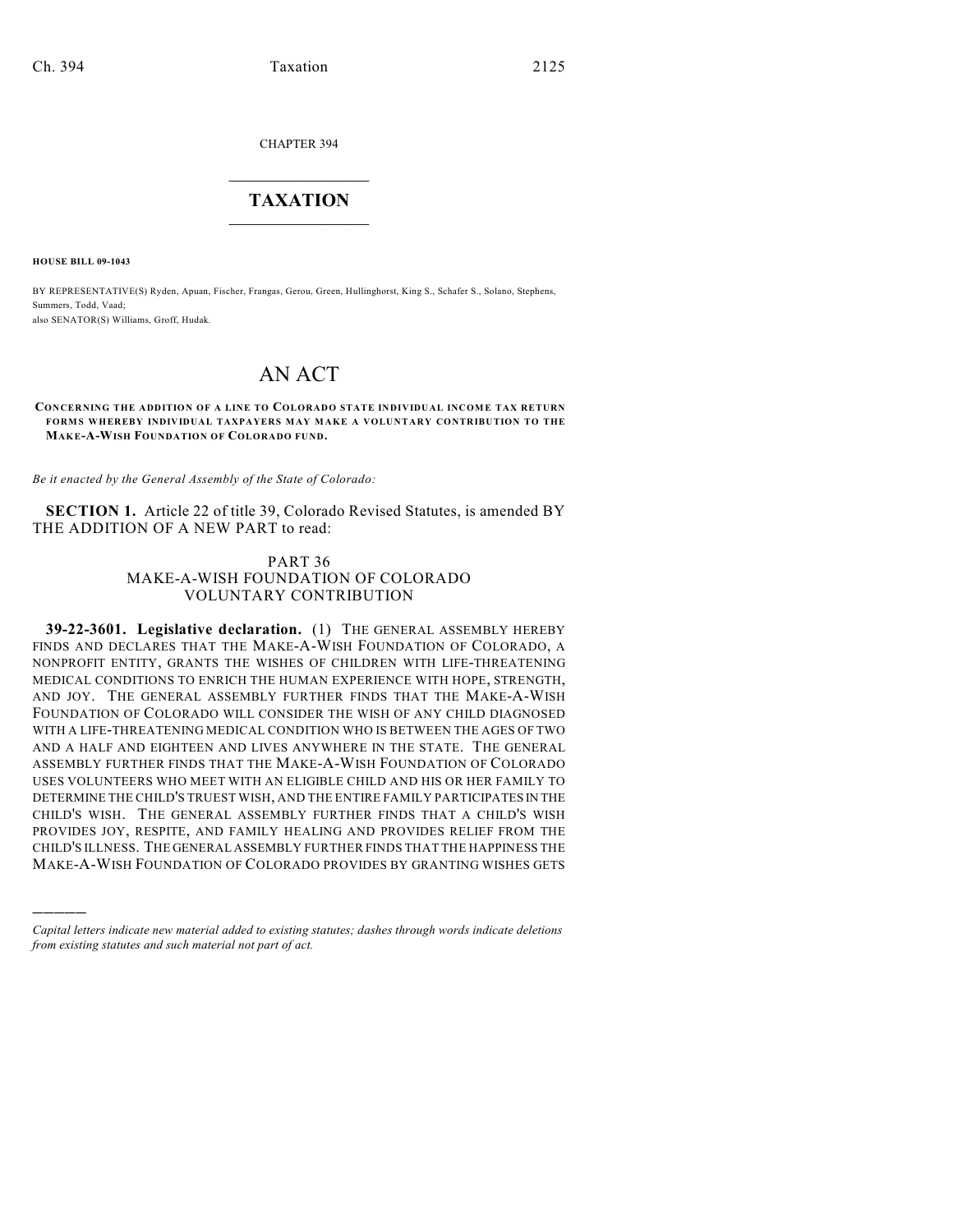CHAPTER 394

# TAXATION

**HOUSE BILL 09-1043**

BY REPRESENTATIVE(S) Ryden, Apuan, Fischer, Frangas, Gerou, Green, Hullinghorst, King S., Schafer S., Solano, Stephens, Summers, Todd, Vaad;
also SENATOR(S) Williams, Groff, Hudak.

# AN ACT

**CONCERNING THE ADDITION OF A LINE TO COLORADO STATE INDIVIDUAL INCOME TAX RETURN FORMS WHEREBY INDIVIDUAL TAXPAYERS MAY MAKE A VOLUNTARY CONTRIBUTION TO THE MAKE-A-WISH FOUNDATION OF COLORADO FUND.**

*Be it enacted by the General Assembly of the State of Colorado:*

**SECTION 1.** Article 22 of title 39, Colorado Revised Statutes, is amended BY THE ADDITION OF A NEW PART to read:

PART 36
MAKE-A-WISH FOUNDATION OF COLORADO
VOLUNTARY CONTRIBUTION

**39-22-3601. Legislative declaration.** (1) THE GENERAL ASSEMBLY HEREBY FINDS AND DECLARES THAT THE MAKE-A-WISH FOUNDATION OF COLORADO, A NONPROFIT ENTITY, GRANTS THE WISHES OF CHILDREN WITH LIFE-THREATENING MEDICAL CONDITIONS TO ENRICH THE HUMAN EXPERIENCE WITH HOPE, STRENGTH, AND JOY. THE GENERAL ASSEMBLY FURTHER FINDS THAT THE MAKE-A-WISH FOUNDATION OF COLORADO WILL CONSIDER THE WISH OF ANY CHILD DIAGNOSED WITH A LIFE-THREATENING MEDICAL CONDITION WHO IS BETWEEN THE AGES OF TWO AND A HALF AND EIGHTEEN AND LIVES ANYWHERE IN THE STATE. THE GENERAL ASSEMBLY FURTHER FINDS THAT THE MAKE-A-WISH FOUNDATION OF COLORADO USES VOLUNTEERS WHO MEET WITH AN ELIGIBLE CHILD AND HIS OR HER FAMILY TO DETERMINE THE CHILD'S TRUEST WISH, AND THE ENTIRE FAMILY PARTICIPATES IN THE CHILD'S WISH. THE GENERAL ASSEMBLY FURTHER FINDS THAT A CHILD'S WISH PROVIDES JOY, RESPITE, AND FAMILY HEALING AND PROVIDES RELIEF FROM THE CHILD'S ILLNESS. THE GENERAL ASSEMBLY FURTHER FINDS THAT THE HAPPINESS THE MAKE-A-WISH FOUNDATION OF COLORADO PROVIDES BY GRANTING WISHES GETS

*Capital letters indicate new material added to existing statutes; dashes through words indicate deletions from existing statutes and such material not part of act.*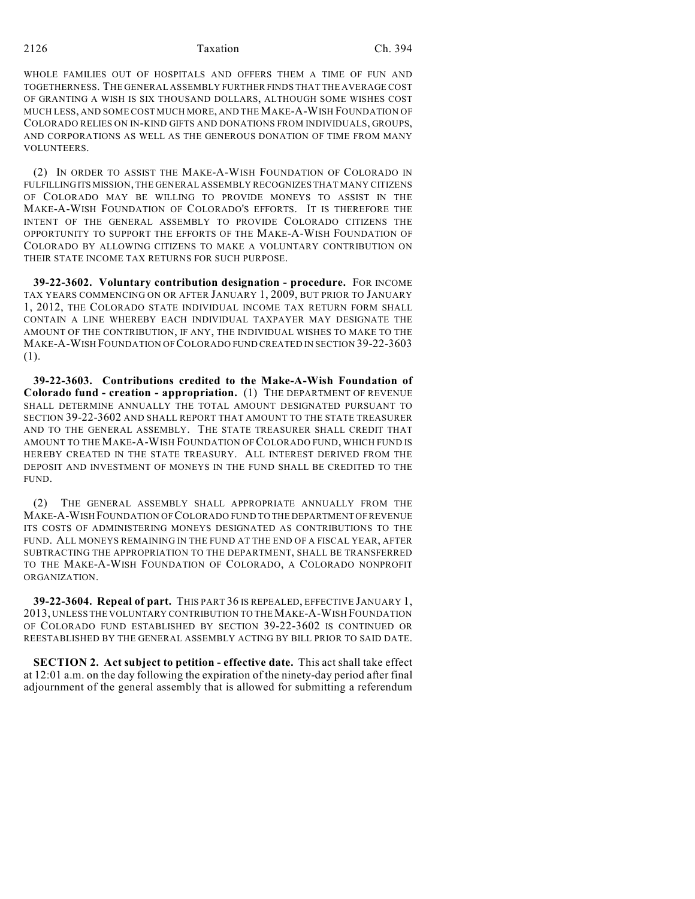WHOLE FAMILIES OUT OF HOSPITALS AND OFFERS THEM A TIME OF FUN AND TOGETHERNESS. THE GENERAL ASSEMBLY FURTHER FINDS THAT THE AVERAGE COST OF GRANTING A WISH IS SIX THOUSAND DOLLARS, ALTHOUGH SOME WISHES COST MUCH LESS, AND SOME COST MUCH MORE, AND THE MAKE-A-WISH FOUNDATION OF COLORADO RELIES ON IN-KIND GIFTS AND DONATIONS FROM INDIVIDUALS, GROUPS, AND CORPORATIONS AS WELL AS THE GENEROUS DONATION OF TIME FROM MANY VOLUNTEERS.

(2) IN ORDER TO ASSIST THE MAKE-A-WISH FOUNDATION OF COLORADO IN FULFILLING ITS MISSION, THE GENERAL ASSEMBLY RECOGNIZES THAT MANY CITIZENS OF COLORADO MAY BE WILLING TO PROVIDE MONEYS TO ASSIST IN THE MAKE-A-WISH FOUNDATION OF COLORADO'S EFFORTS. IT IS THEREFORE THE INTENT OF THE GENERAL ASSEMBLY TO PROVIDE COLORADO CITIZENS THE OPPORTUNITY TO SUPPORT THE EFFORTS OF THE MAKE-A-WISH FOUNDATION OF COLORADO BY ALLOWING CITIZENS TO MAKE A VOLUNTARY CONTRIBUTION ON THEIR STATE INCOME TAX RETURNS FOR SUCH PURPOSE.

**39-22-3602. Voluntary contribution designation - procedure.** FOR INCOME TAX YEARS COMMENCING ON OR AFTER JANUARY 1, 2009, BUT PRIOR TO JANUARY 1, 2012, THE COLORADO STATE INDIVIDUAL INCOME TAX RETURN FORM SHALL CONTAIN A LINE WHEREBY EACH INDIVIDUAL TAXPAYER MAY DESIGNATE THE AMOUNT OF THE CONTRIBUTION, IF ANY, THE INDIVIDUAL WISHES TO MAKE TO THE MAKE-A-WISH FOUNDATION OF COLORADO FUND CREATED IN SECTION 39-22-3603 (1).

**39-22-3603. Contributions credited to the Make-A-Wish Foundation of Colorado fund - creation - appropriation.** (1) THE DEPARTMENT OF REVENUE SHALL DETERMINE ANNUALLY THE TOTAL AMOUNT DESIGNATED PURSUANT TO SECTION 39-22-3602 AND SHALL REPORT THAT AMOUNT TO THE STATE TREASURER AND TO THE GENERAL ASSEMBLY. THE STATE TREASURER SHALL CREDIT THAT AMOUNT TO THE MAKE-A-WISH FOUNDATION OF COLORADO FUND, WHICH FUND IS HEREBY CREATED IN THE STATE TREASURY. ALL INTEREST DERIVED FROM THE DEPOSIT AND INVESTMENT OF MONEYS IN THE FUND SHALL BE CREDITED TO THE FUND.

(2) THE GENERAL ASSEMBLY SHALL APPROPRIATE ANNUALLY FROM THE MAKE-A-WISH FOUNDATION OF COLORADO FUND TO THE DEPARTMENT OF REVENUE ITS COSTS OF ADMINISTERING MONEYS DESIGNATED AS CONTRIBUTIONS TO THE FUND. ALL MONEYS REMAINING IN THE FUND AT THE END OF A FISCAL YEAR, AFTER SUBTRACTING THE APPROPRIATION TO THE DEPARTMENT, SHALL BE TRANSFERRED TO THE MAKE-A-WISH FOUNDATION OF COLORADO, A COLORADO NONPROFIT ORGANIZATION.

**39-22-3604. Repeal of part.** THIS PART 36 IS REPEALED, EFFECTIVE JANUARY 1, 2013, UNLESS THE VOLUNTARY CONTRIBUTION TO THE MAKE-A-WISH FOUNDATION OF COLORADO FUND ESTABLISHED BY SECTION 39-22-3602 IS CONTINUED OR REESTABLISHED BY THE GENERAL ASSEMBLY ACTING BY BILL PRIOR TO SAID DATE.

**SECTION 2. Act subject to petition - effective date.** This act shall take effect at 12:01 a.m. on the day following the expiration of the ninety-day period after final adjournment of the general assembly that is allowed for submitting a referendum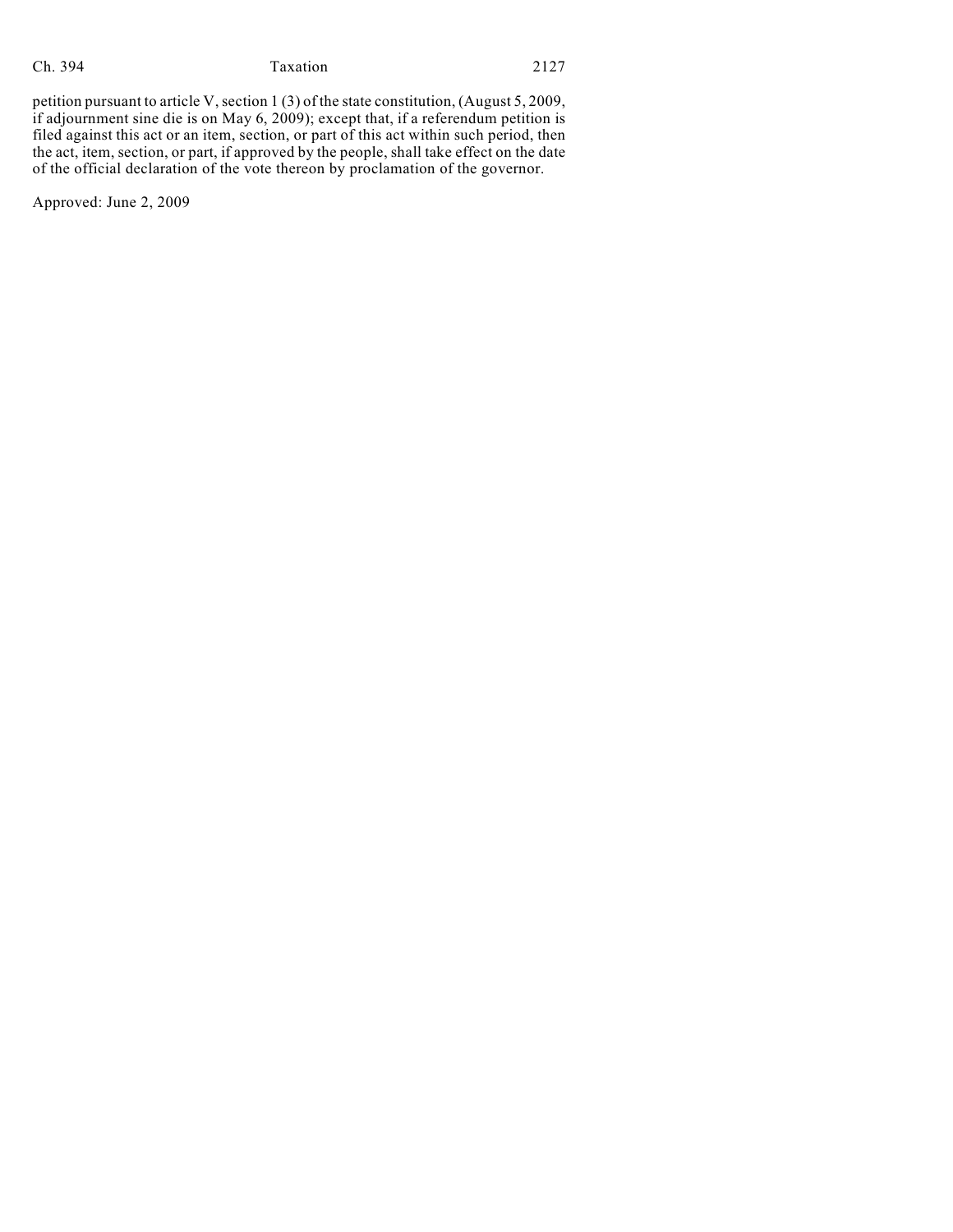petition pursuant to article V, section 1 (3) of the state constitution, (August 5, 2009, if adjournment sine die is on May 6, 2009); except that, if a referendum petition is filed against this act or an item, section, or part of this act within such period, then the act, item, section, or part, if approved by the people, shall take effect on the date of the official declaration of the vote thereon by proclamation of the governor.

Approved: June 2, 2009